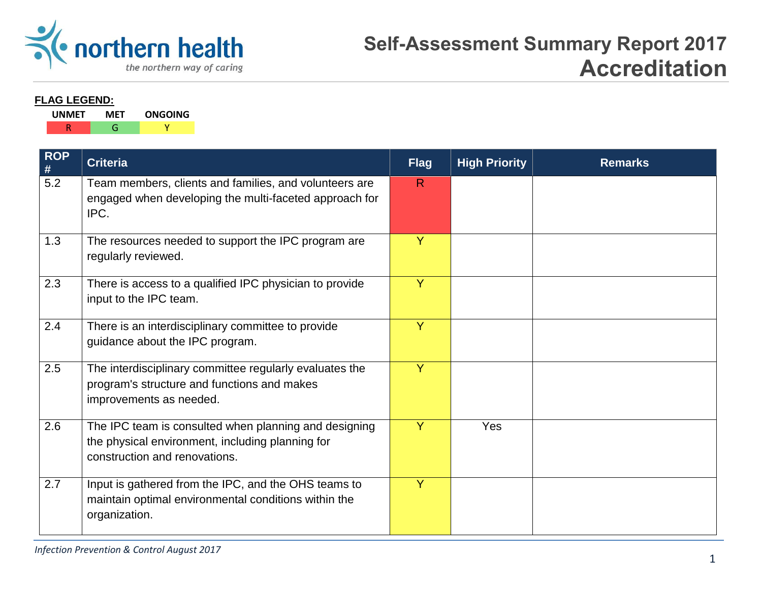northern health
*the northern way of caring*

# Self-Assessment Summary Report 2017
# Accreditation

**FLAG LEGEND:**

| UNMET | MET | ONGOING |
|---|---|---|
| R | G | Y |

| ROP # | Criteria | Flag | High Priority | Remarks |
|---|---|---|---|---|
| 5.2 | Team members, clients and families, and volunteers are engaged when developing the multi-faceted approach for IPC. | R | | |
| 1.3 | The resources needed to support the IPC program are regularly reviewed. | Y | | |
| 2.3 | There is access to a qualified IPC physician to provide input to the IPC team. | Y | | |
| 2.4 | There is an interdisciplinary committee to provide guidance about the IPC program. | Y | | |
| 2.5 | The interdisciplinary committee regularly evaluates the program's structure and functions and makes improvements as needed. | Y | | |
| 2.6 | The IPC team is consulted when planning and designing the physical environment, including planning for construction and renovations. | Y | Yes | |
| 2.7 | Input is gathered from the IPC, and the OHS teams to maintain optimal environmental conditions within the organization. | Y | | |

*Infection Prevention & Control August 2017*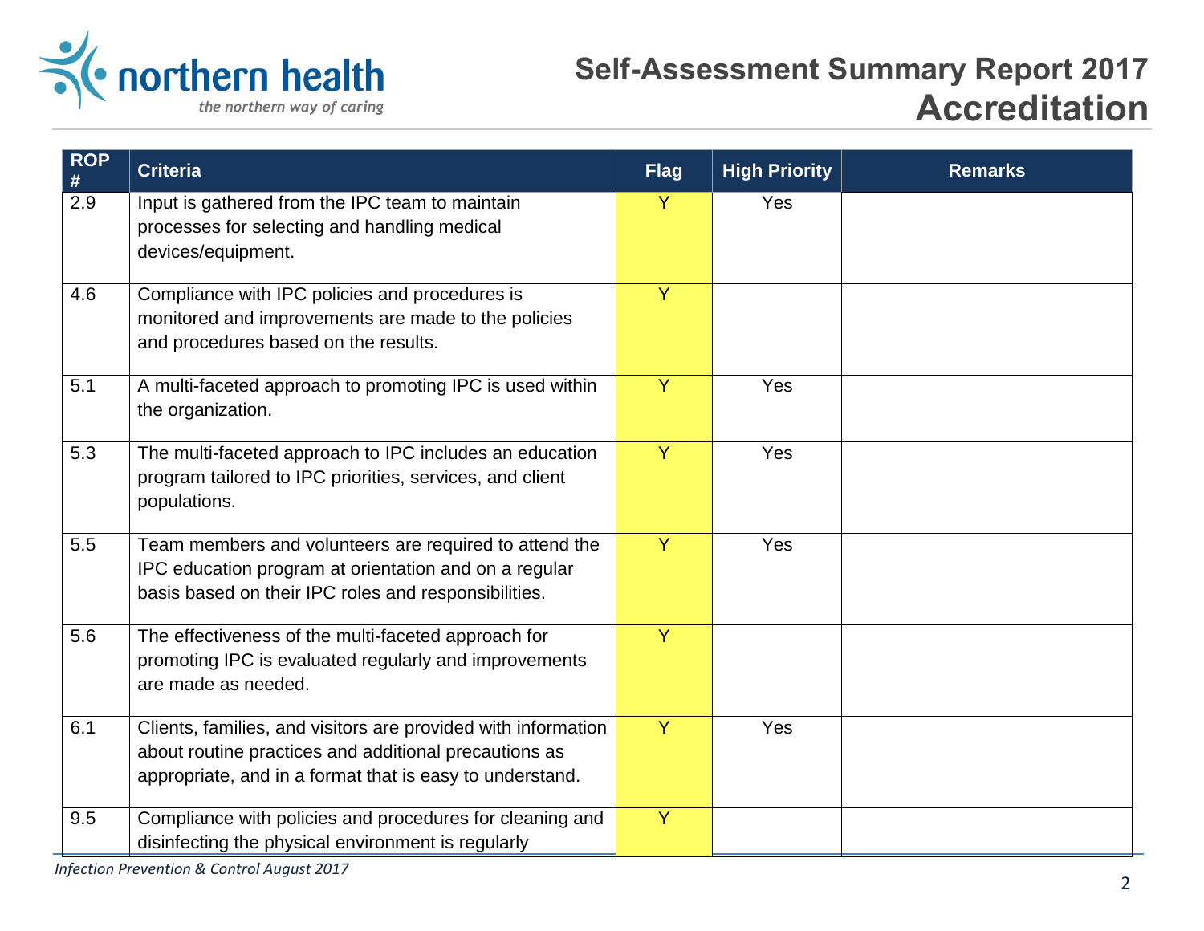| ROP # | Criteria | Flag | High Priority | Remarks |
|---|---|---|---|---|
| 2.9 | Input is gathered from the IPC team to maintain processes for selecting and handling medical devices/equipment. | Y | Yes | |
| 4.6 | Compliance with IPC policies and procedures is monitored and improvements are made to the policies and procedures based on the results. | Y | | |
| 5.1 | A multi-faceted approach to promoting IPC is used within the organization. | Y | Yes | |
| 5.3 | The multi-faceted approach to IPC includes an education program tailored to IPC priorities, services, and client populations. | Y | Yes | |
| 5.5 | Team members and volunteers are required to attend the IPC education program at orientation and on a regular basis based on their IPC roles and responsibilities. | Y | Yes | |
| 5.6 | The effectiveness of the multi-faceted approach for promoting IPC is evaluated regularly and improvements are made as needed. | Y | | |
| 6.1 | Clients, families, and visitors are provided with information about routine practices and additional precautions as appropriate, and in a format that is easy to understand. | Y | Yes | |
| 9.5 | Compliance with policies and procedures for cleaning and disinfecting the physical environment is regularly | Y | | |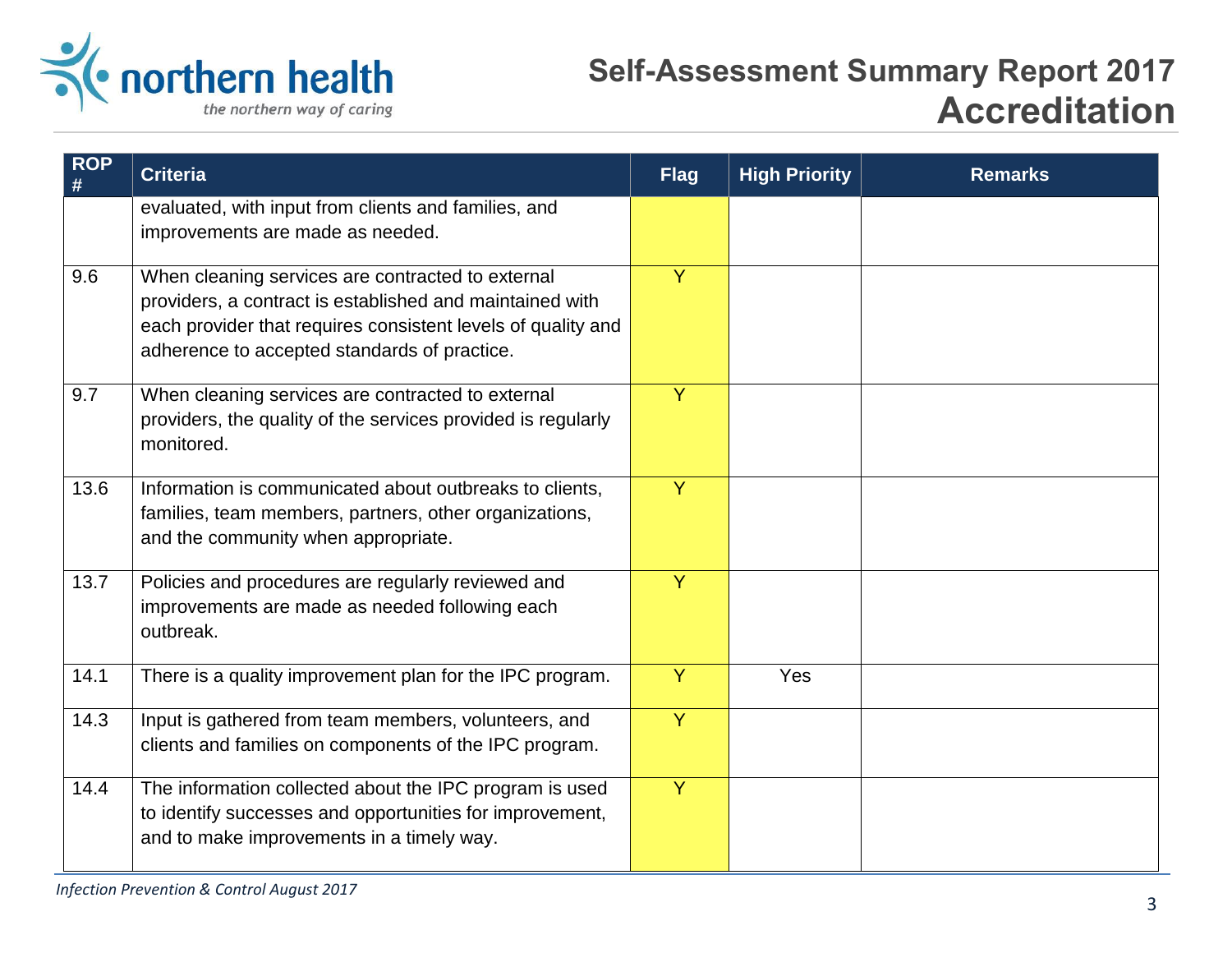| ROP # | Criteria | Flag | High Priority | Remarks |
|---|---|---|---|---|
| | evaluated, with input from clients and families, and improvements are made as needed. | | | |
| 9.6 | When cleaning services are contracted to external providers, a contract is established and maintained with each provider that requires consistent levels of quality and adherence to accepted standards of practice. | Y | | |
| 9.7 | When cleaning services are contracted to external providers, the quality of the services provided is regularly monitored. | Y | | |
| 13.6 | Information is communicated about outbreaks to clients, families, team members, partners, other organizations, and the community when appropriate. | Y | | |
| 13.7 | Policies and procedures are regularly reviewed and improvements are made as needed following each outbreak. | Y | | |
| 14.1 | There is a quality improvement plan for the IPC program. | Y | Yes | |
| 14.3 | Input is gathered from team members, volunteers, and clients and families on components of the IPC program. | Y | | |
| 14.4 | The information collected about the IPC program is used to identify successes and opportunities for improvement, and to make improvements in a timely way. | Y | | |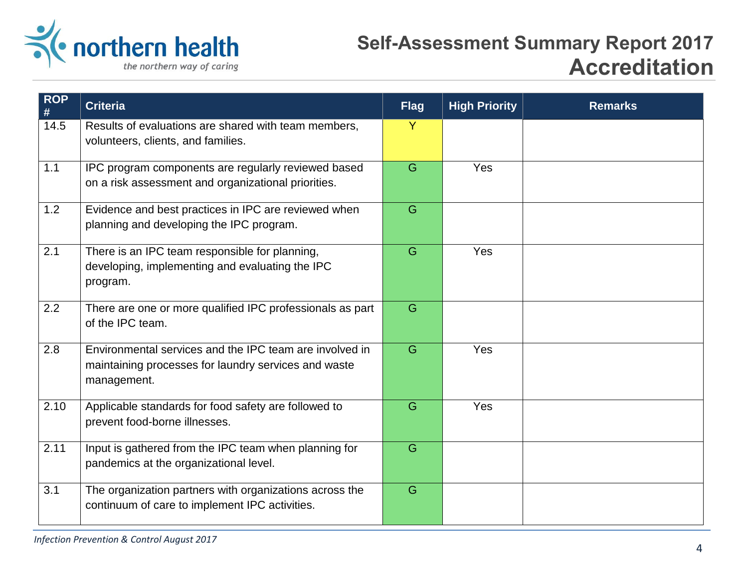| ROP # | Criteria | Flag | High Priority | Remarks |
|---|---|---|---|---|
| 14.5 | Results of evaluations are shared with team members, volunteers, clients, and families. | Y | | |
| 1.1 | IPC program components are regularly reviewed based on a risk assessment and organizational priorities. | G | Yes | |
| 1.2 | Evidence and best practices in IPC are reviewed when planning and developing the IPC program. | G | | |
| 2.1 | There is an IPC team responsible for planning, developing, implementing and evaluating the IPC program. | G | Yes | |
| 2.2 | There are one or more qualified IPC professionals as part of the IPC team. | G | | |
| 2.8 | Environmental services and the IPC team are involved in maintaining processes for laundry services and waste management. | G | Yes | |
| 2.10 | Applicable standards for food safety are followed to prevent food-borne illnesses. | G | Yes | |
| 2.11 | Input is gathered from the IPC team when planning for pandemics at the organizational level. | G | | |
| 3.1 | The organization partners with organizations across the continuum of care to implement IPC activities. | G | | |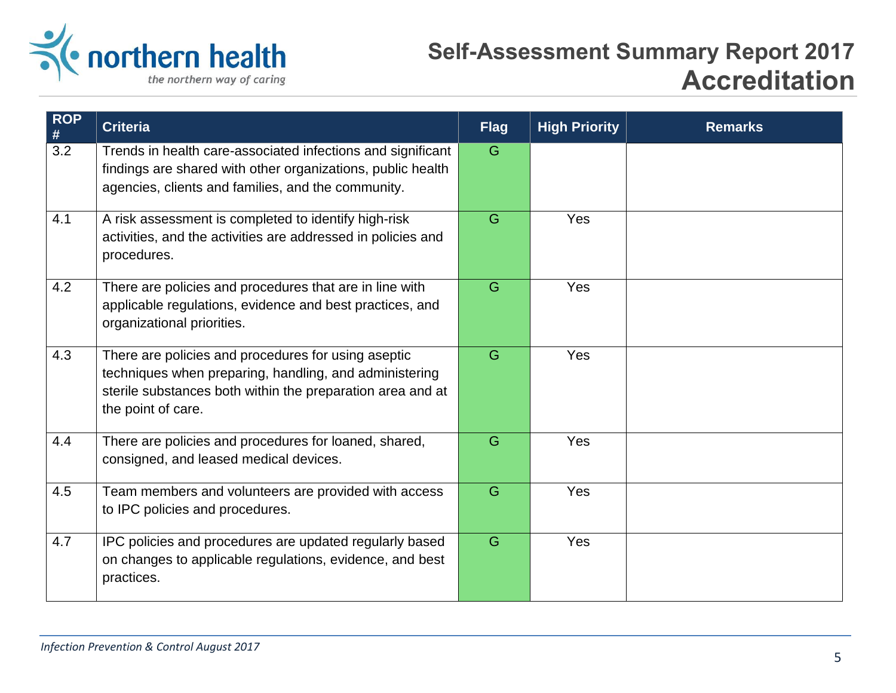| ROP # | Criteria | Flag | High Priority | Remarks |
|---|---|---|---|---|
| 3.2 | Trends in health care-associated infections and significant findings are shared with other organizations, public health agencies, clients and families, and the community. | G | | |
| 4.1 | A risk assessment is completed to identify high-risk activities, and the activities are addressed in policies and procedures. | G | Yes | |
| 4.2 | There are policies and procedures that are in line with applicable regulations, evidence and best practices, and organizational priorities. | G | Yes | |
| 4.3 | There are policies and procedures for using aseptic techniques when preparing, handling, and administering sterile substances both within the preparation area and at the point of care. | G | Yes | |
| 4.4 | There are policies and procedures for loaned, shared, consigned, and leased medical devices. | G | Yes | |
| 4.5 | Team members and volunteers are provided with access to IPC policies and procedures. | G | Yes | |
| 4.7 | IPC policies and procedures are updated regularly based on changes to applicable regulations, evidence, and best practices. | G | Yes | |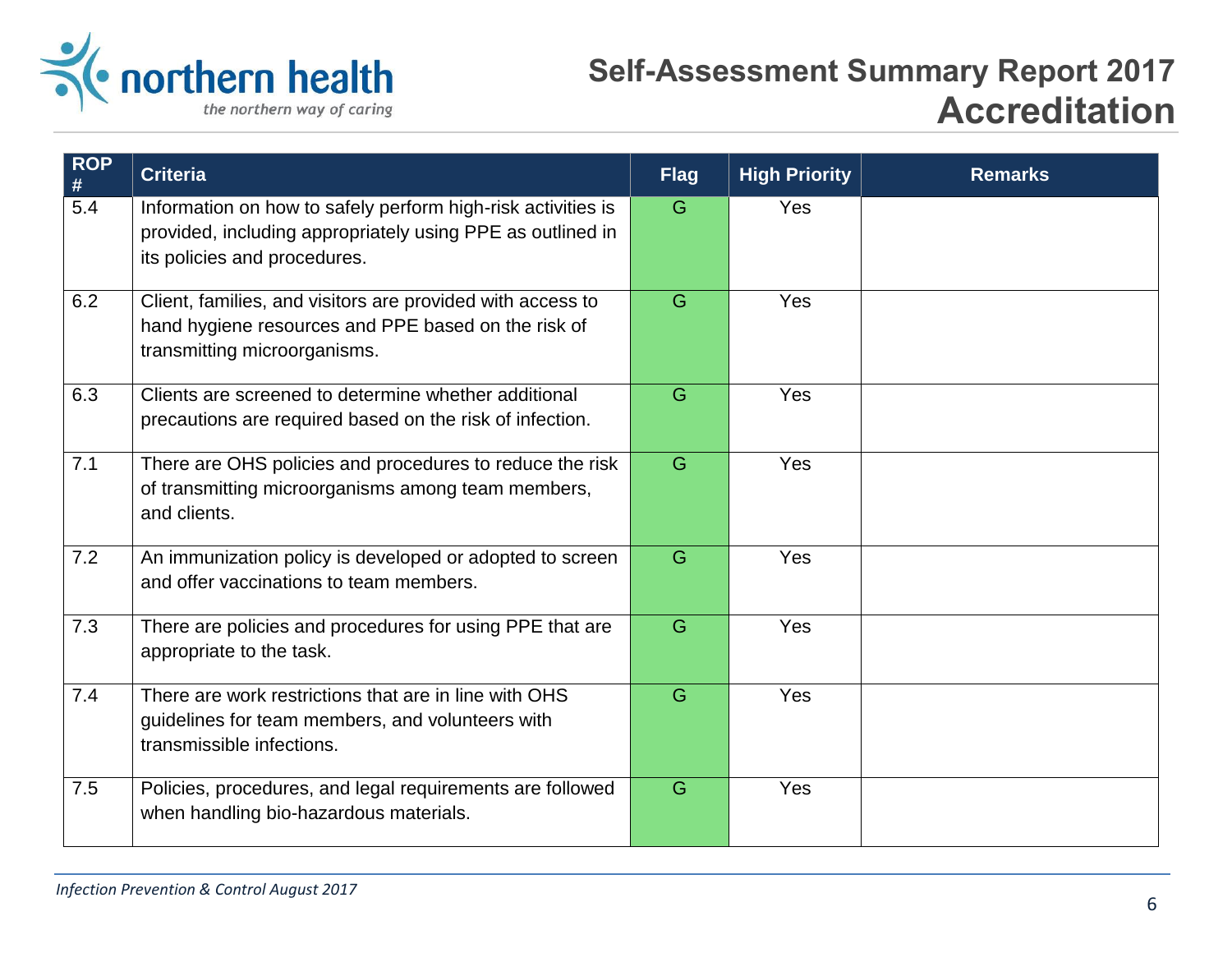| ROP # | Criteria | Flag | High Priority | Remarks |
|---|---|---|---|---|
| 5.4 | Information on how to safely perform high-risk activities is provided, including appropriately using PPE as outlined in its policies and procedures. | G | Yes | |
| 6.2 | Client, families, and visitors are provided with access to hand hygiene resources and PPE based on the risk of transmitting microorganisms. | G | Yes | |
| 6.3 | Clients are screened to determine whether additional precautions are required based on the risk of infection. | G | Yes | |
| 7.1 | There are OHS policies and procedures to reduce the risk of transmitting microorganisms among team members, and clients. | G | Yes | |
| 7.2 | An immunization policy is developed or adopted to screen and offer vaccinations to team members. | G | Yes | |
| 7.3 | There are policies and procedures for using PPE that are appropriate to the task. | G | Yes | |
| 7.4 | There are work restrictions that are in line with OHS guidelines for team members, and volunteers with transmissible infections. | G | Yes | |
| 7.5 | Policies, procedures, and legal requirements are followed when handling bio-hazardous materials. | G | Yes | |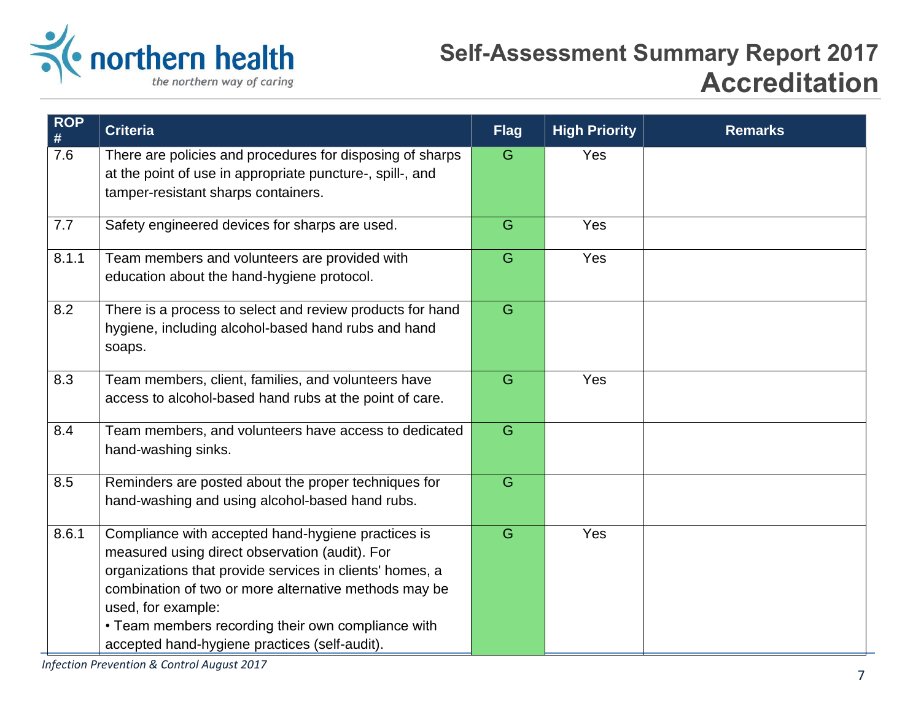| ROP # | Criteria | Flag | High Priority | Remarks |
| --- | --- | --- | --- | --- |
| 7.6 | There are policies and procedures for disposing of sharps at the point of use in appropriate puncture-, spill-, and tamper-resistant sharps containers. | G | Yes | |
| 7.7 | Safety engineered devices for sharps are used. | G | Yes | |
| 8.1.1 | Team members and volunteers are provided with education about the hand-hygiene protocol. | G | Yes | |
| 8.2 | There is a process to select and review products for hand hygiene, including alcohol-based hand rubs and hand soaps. | G | | |
| 8.3 | Team members, client, families, and volunteers have access to alcohol-based hand rubs at the point of care. | G | Yes | |
| 8.4 | Team members, and volunteers have access to dedicated hand-washing sinks. | G | | |
| 8.5 | Reminders are posted about the proper techniques for hand-washing and using alcohol-based hand rubs. | G | | |
| 8.6.1 | Compliance with accepted hand-hygiene practices is measured using direct observation (audit). For organizations that provide services in clients' homes, a combination of two or more alternative methods may be used, for example:<br>• Team members recording their own compliance with accepted hand-hygiene practices (self-audit). | G | Yes | |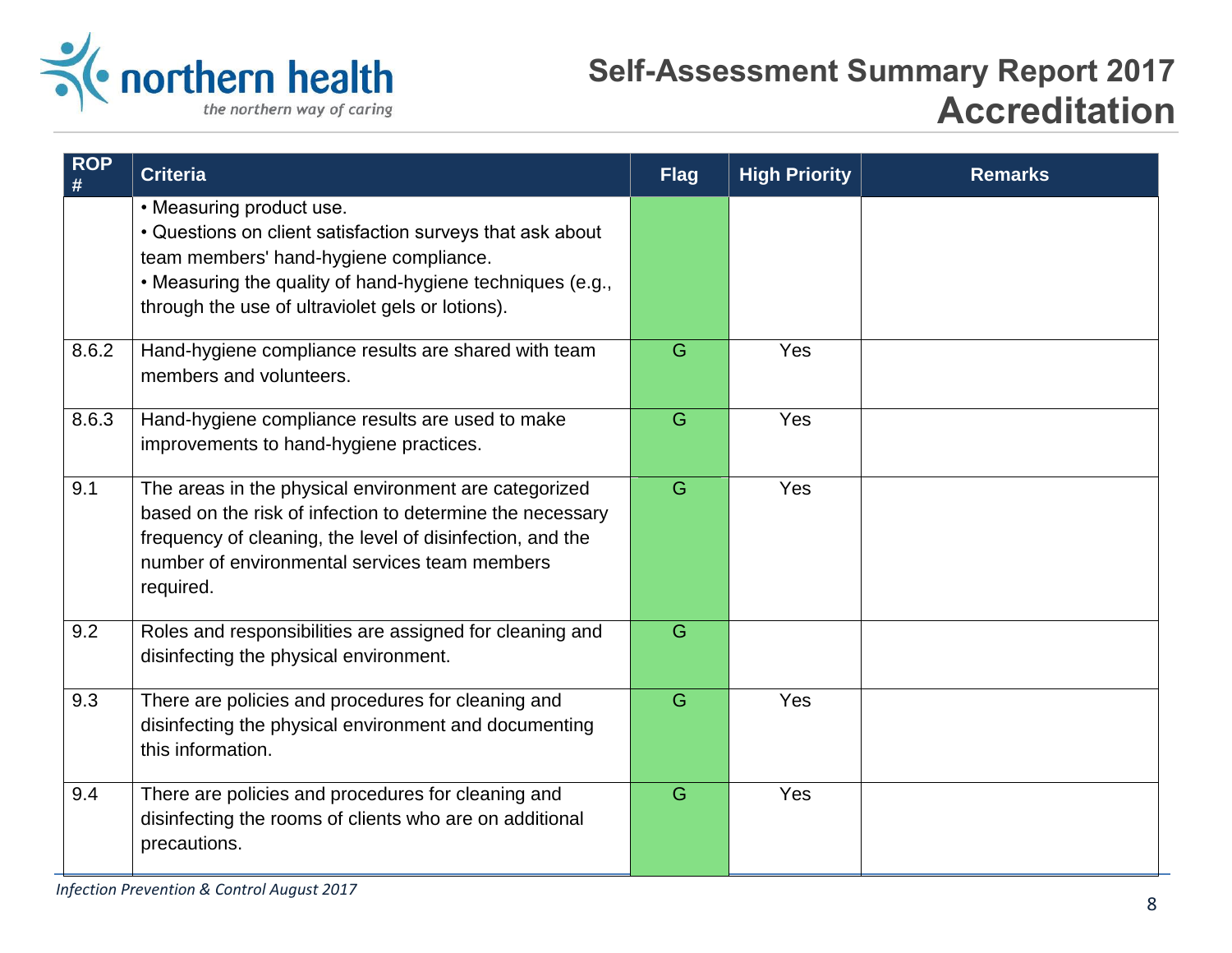| ROP # | Criteria | Flag | High Priority | Remarks |
|---|---|---|---|---|
| | • Measuring product use.<br>• Questions on client satisfaction surveys that ask about team members' hand-hygiene compliance.<br>• Measuring the quality of hand-hygiene techniques (e.g., through the use of ultraviolet gels or lotions). | | | |
| 8.6.2 | Hand-hygiene compliance results are shared with team members and volunteers. | G | Yes | |
| 8.6.3 | Hand-hygiene compliance results are used to make improvements to hand-hygiene practices. | G | Yes | |
| 9.1 | The areas in the physical environment are categorized based on the risk of infection to determine the necessary frequency of cleaning, the level of disinfection, and the number of environmental services team members required. | G | Yes | |
| 9.2 | Roles and responsibilities are assigned for cleaning and disinfecting the physical environment. | G | | |
| 9.3 | There are policies and procedures for cleaning and disinfecting the physical environment and documenting this information. | G | Yes | |
| 9.4 | There are policies and procedures for cleaning and disinfecting the rooms of clients who are on additional precautions. | G | Yes | |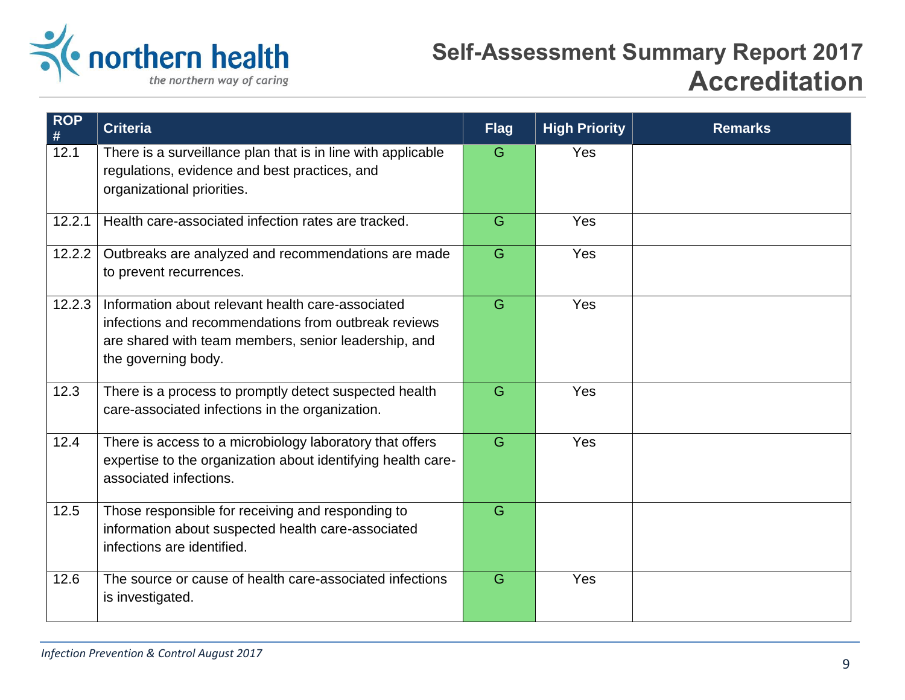| ROP # | Criteria | Flag | High Priority | Remarks |
|---|---|---|---|---|
| 12.1 | There is a surveillance plan that is in line with applicable regulations, evidence and best practices, and organizational priorities. | G | Yes | |
| 12.2.1 | Health care-associated infection rates are tracked. | G | Yes | |
| 12.2.2 | Outbreaks are analyzed and recommendations are made to prevent recurrences. | G | Yes | |
| 12.2.3 | Information about relevant health care-associated infections and recommendations from outbreak reviews are shared with team members, senior leadership, and the governing body. | G | Yes | |
| 12.3 | There is a process to promptly detect suspected health care-associated infections in the organization. | G | Yes | |
| 12.4 | There is access to a microbiology laboratory that offers expertise to the organization about identifying health care-associated infections. | G | Yes | |
| 12.5 | Those responsible for receiving and responding to information about suspected health care-associated infections are identified. | G | | |
| 12.6 | The source or cause of health care-associated infections is investigated. | G | Yes | |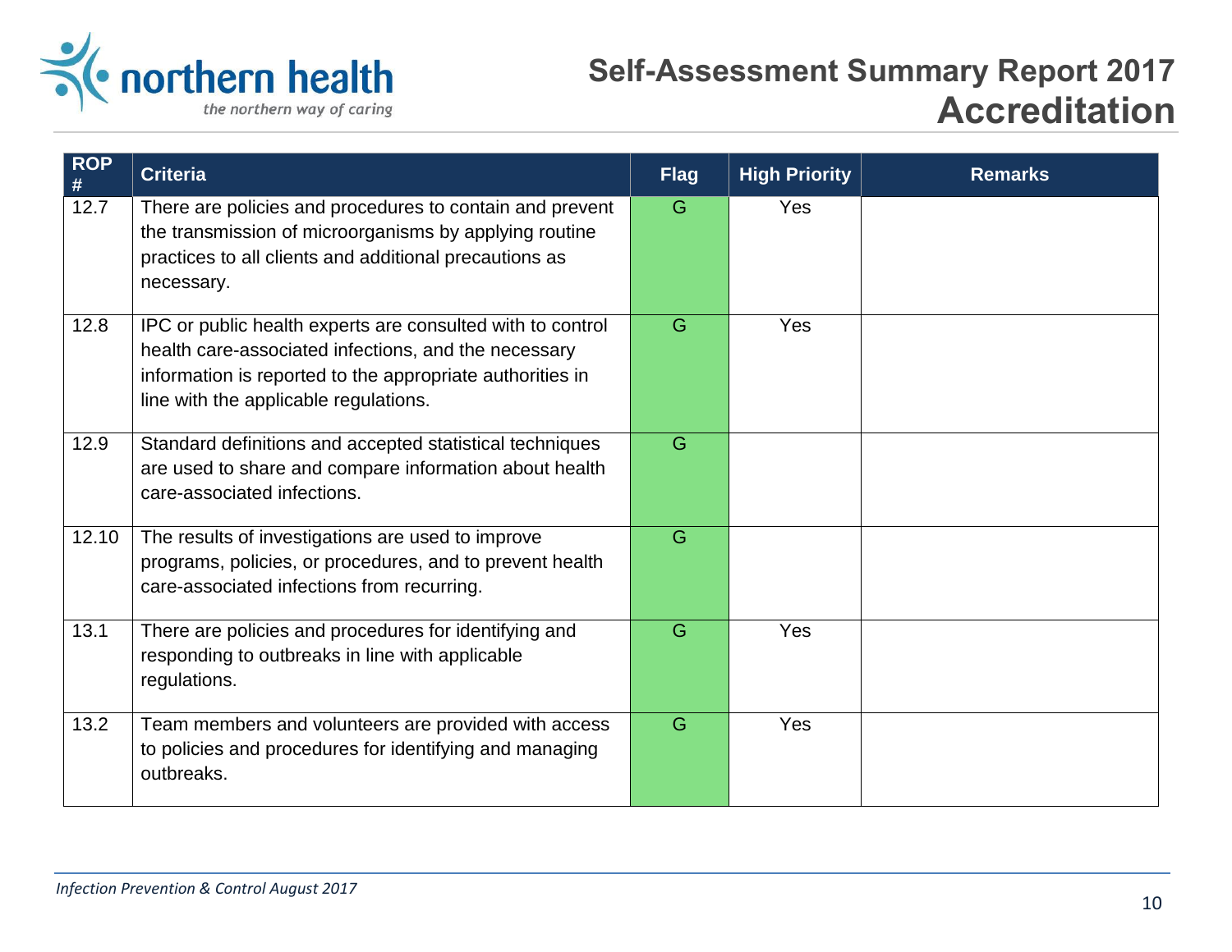| ROP # | Criteria | Flag | High Priority | Remarks |
|---|---|---|---|---|
| 12.7 | There are policies and procedures to contain and prevent the transmission of microorganisms by applying routine practices to all clients and additional precautions as necessary. | G | Yes | |
| 12.8 | IPC or public health experts are consulted with to control health care-associated infections, and the necessary information is reported to the appropriate authorities in line with the applicable regulations. | G | Yes | |
| 12.9 | Standard definitions and accepted statistical techniques are used to share and compare information about health care-associated infections. | G | | |
| 12.10 | The results of investigations are used to improve programs, policies, or procedures, and to prevent health care-associated infections from recurring. | G | | |
| 13.1 | There are policies and procedures for identifying and responding to outbreaks in line with applicable regulations. | G | Yes | |
| 13.2 | Team members and volunteers are provided with access to policies and procedures for identifying and managing outbreaks. | G | Yes | |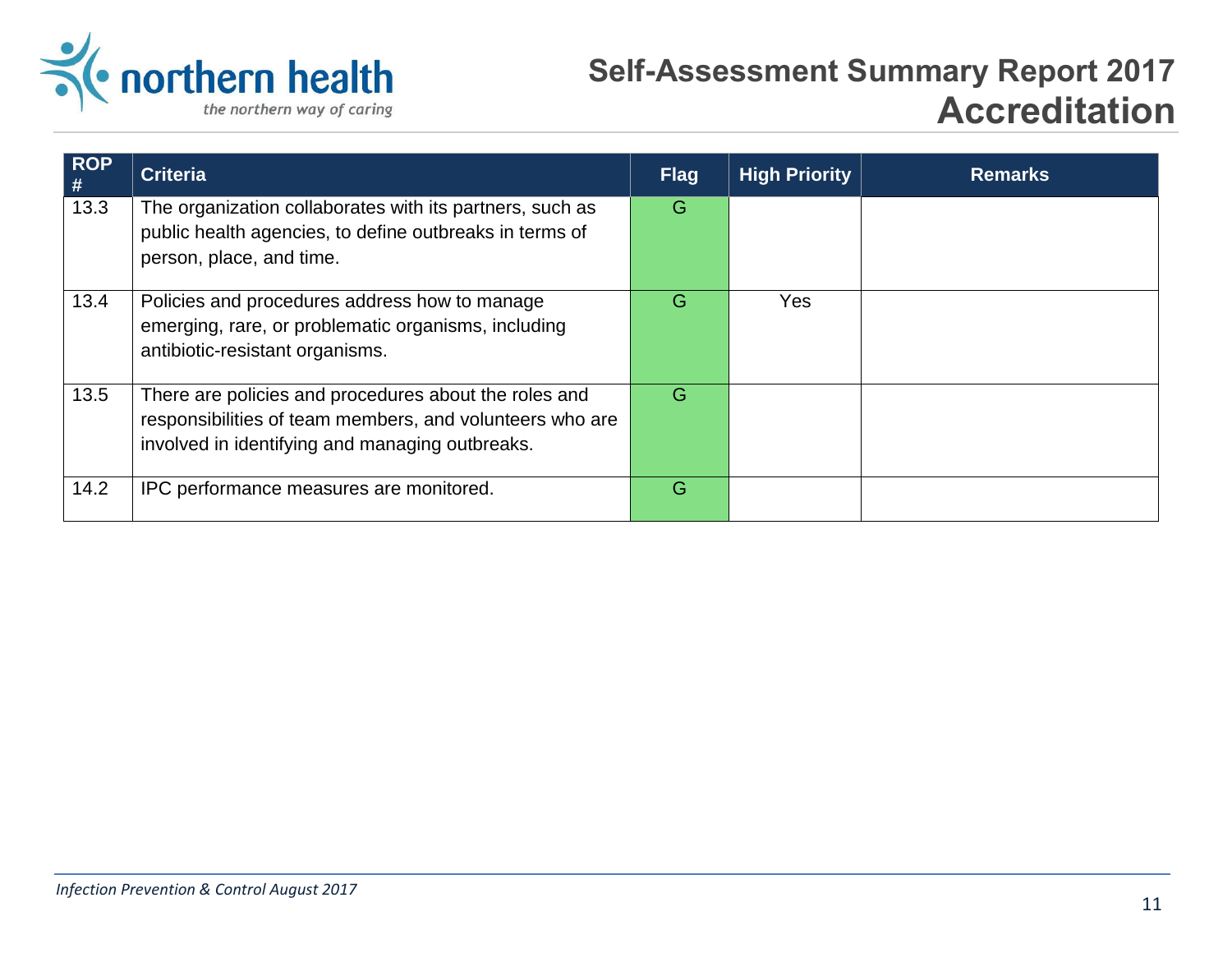| ROP # | Criteria | Flag | High Priority | Remarks |
|---|---|---|---|---|
| 13.3 | The organization collaborates with its partners, such as public health agencies, to define outbreaks in terms of person, place, and time. | G | | |
| 13.4 | Policies and procedures address how to manage emerging, rare, or problematic organisms, including antibiotic-resistant organisms. | G | Yes | |
| 13.5 | There are policies and procedures about the roles and responsibilities of team members, and volunteers who are involved in identifying and managing outbreaks. | G | | |
| 14.2 | IPC performance measures are monitored. | G | | |